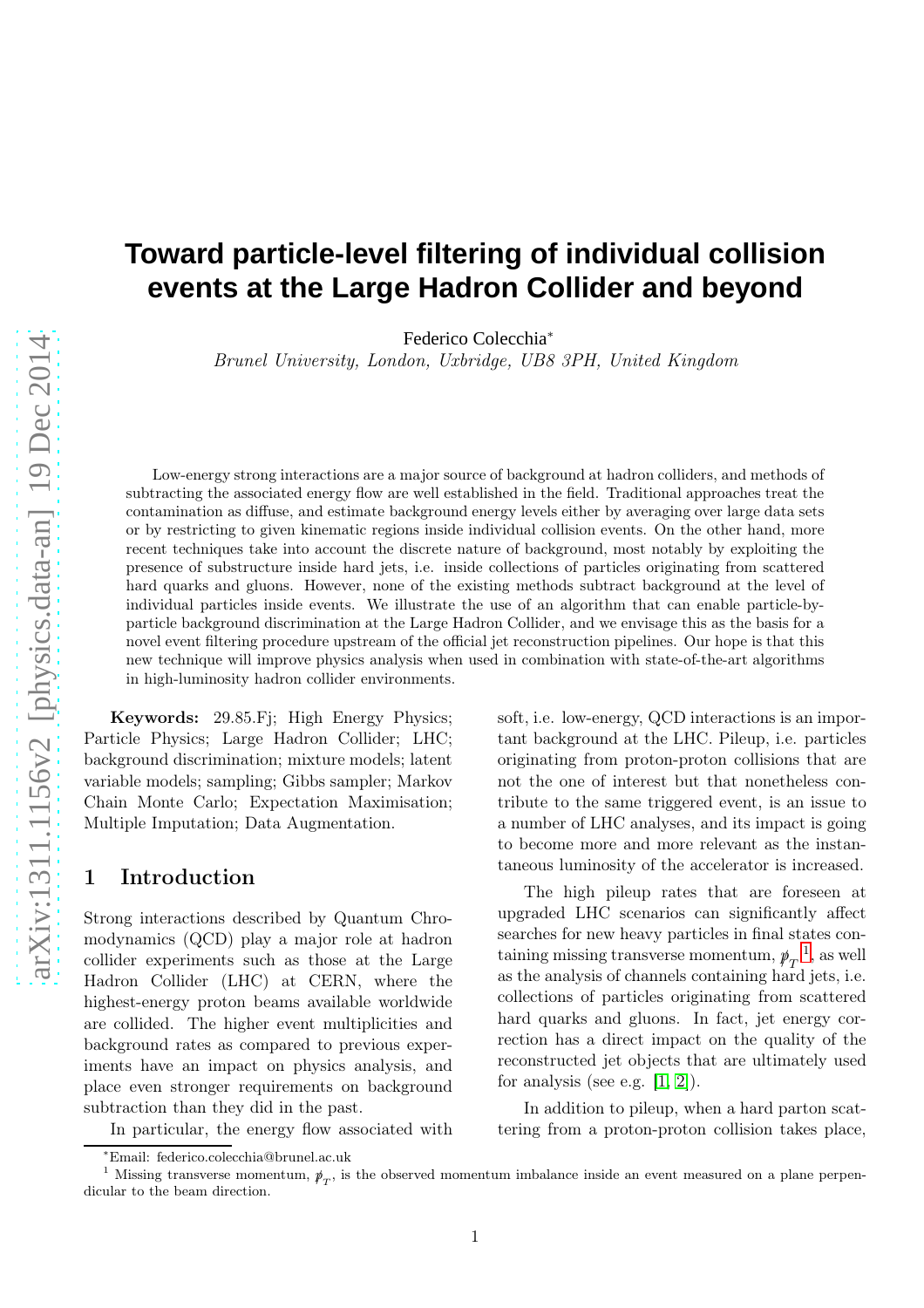# Toward particle-level filtering of individual collision events at the Large Hadron Collider and beyond

Federico Colecchia*

*Brunel University, London, Uxbridge, UB8 3PH, United Kingdom*

Low-energy strong interactions are a major source of background at hadron colliders, and methods of subtracting the associated energy flow are well established in the field. Traditional approaches treat the contamination as diffuse, and estimate background energy levels either by averaging over large data sets or by restricting to given kinematic regions inside individual collision events. On the other hand, more recent techniques take into account the discrete nature of background, most notably by exploiting the presence of substructure inside hard jets, i.e. inside collections of particles originating from scattered hard quarks and gluons. However, none of the existing methods subtract background at the level of individual particles inside events. We illustrate the use of an algorithm that can enable particle-by-particle background discrimination at the Large Hadron Collider, and we envisage this as the basis for a novel event filtering procedure upstream of the official jet reconstruction pipelines. Our hope is that this new technique will improve physics analysis when used in combination with state-of-the-art algorithms in high-luminosity hadron collider environments.

**Keywords:** 29.85.Fj; High Energy Physics; Particle Physics; Large Hadron Collider; LHC; background discrimination; mixture models; latent variable models; sampling; Gibbs sampler; Markov Chain Monte Carlo; Expectation Maximisation; Multiple Imputation; Data Augmentation.

## 1 Introduction

Strong interactions described by Quantum Chromodynamics (QCD) play a major role at hadron collider experiments such as those at the Large Hadron Collider (LHC) at CERN, where the highest-energy proton beams available worldwide are collided. The higher event multiplicities and background rates as compared to previous experiments have an impact on physics analysis, and place even stronger requirements on background subtraction than they did in the past.

In particular, the energy flow associated with soft, i.e. low-energy, QCD interactions is an important background at the LHC. Pileup, i.e. particles originating from proton-proton collisions that are not the one of interest but that nonetheless contribute to the same triggered event, is an issue to a number of LHC analyses, and its impact is going to become more and more relevant as the instantaneous luminosity of the accelerator is increased.

The high pileup rates that are foreseen at upgraded LHC scenarios can significantly affect searches for new heavy particles in final states containing missing transverse momentum, $\not{p}_T$ [1], as well as the analysis of channels containing hard jets, i.e. collections of particles originating from scattered hard quarks and gluons. In fact, jet energy correction has a direct impact on the quality of the reconstructed jet objects that are ultimately used for analysis (see e.g. [1, 2]).

In addition to pileup, when a hard parton scattering from a proton-proton collision takes place,

---

*Email: federico.colecchia@brunel.ac.uk

[1] Missing transverse momentum, $\not{p}_T$, is the observed momentum imbalance inside an event measured on a plane perpendicular to the beam direction.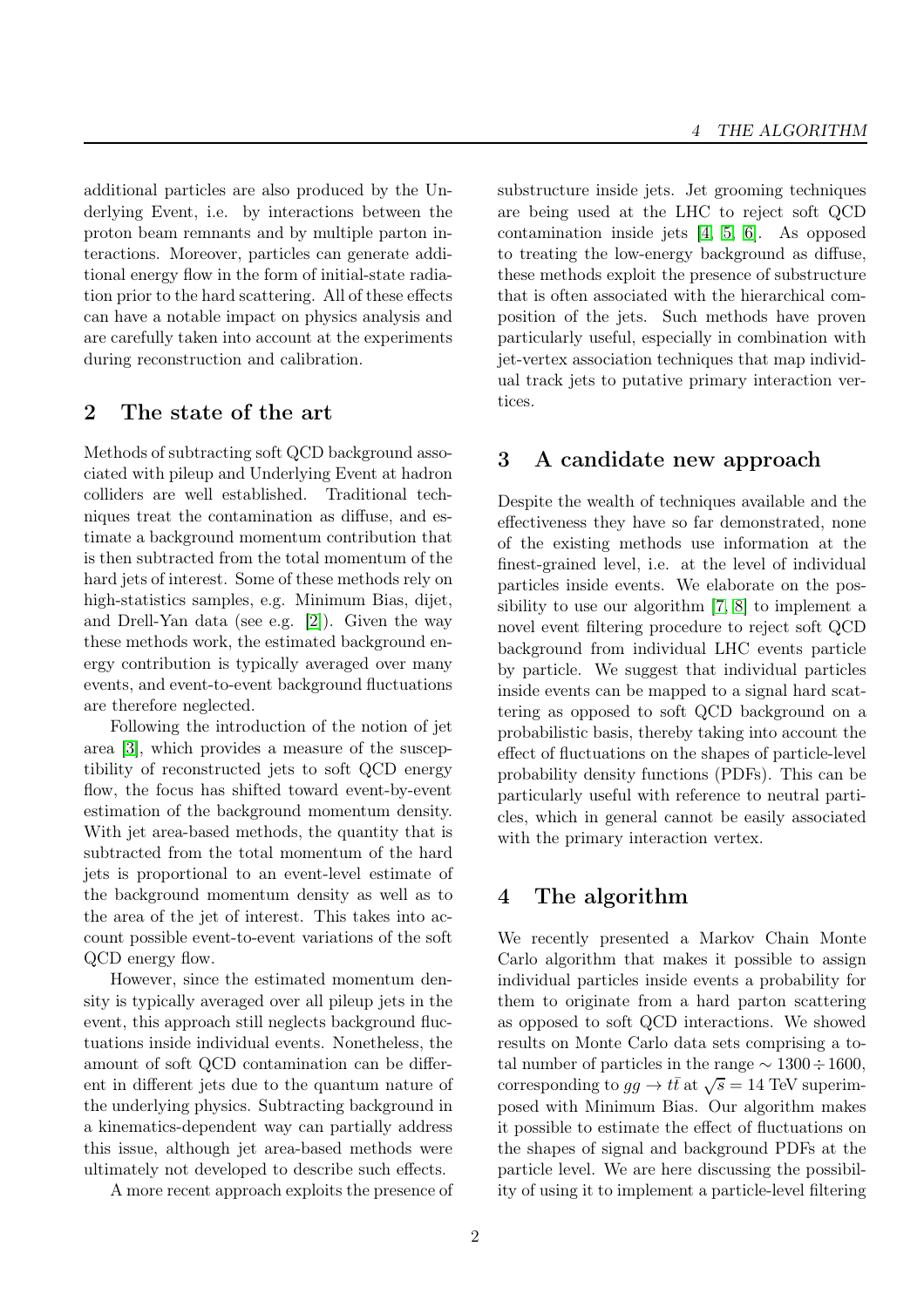additional particles are also produced by the Underlying Event, i.e. by interactions between the proton beam remnants and by multiple parton interactions. Moreover, particles can generate additional energy flow in the form of initial-state radiation prior to the hard scattering. All of these effects can have a notable impact on physics analysis and are carefully taken into account at the experiments during reconstruction and calibration.

## 2 The state of the art

Methods of subtracting soft QCD background associated with pileup and Underlying Event at hadron colliders are well established. Traditional techniques treat the contamination as diffuse, and estimate a background momentum contribution that is then subtracted from the total momentum of the hard jets of interest. Some of these methods rely on high-statistics samples, e.g. Minimum Bias, dijet, and Drell-Yan data (see e.g. [2]). Given the way these methods work, the estimated background energy contribution is typically averaged over many events, and event-to-event background fluctuations are therefore neglected.

Following the introduction of the notion of jet area [3], which provides a measure of the susceptibility of reconstructed jets to soft QCD energy flow, the focus has shifted toward event-by-event estimation of the background momentum density. With jet area-based methods, the quantity that is subtracted from the total momentum of the hard jets is proportional to an event-level estimate of the background momentum density as well as to the area of the jet of interest. This takes into account possible event-to-event variations of the soft QCD energy flow.

However, since the estimated momentum density is typically averaged over all pileup jets in the event, this approach still neglects background fluctuations inside individual events. Nonetheless, the amount of soft QCD contamination can be different in different jets due to the quantum nature of the underlying physics. Subtracting background in a kinematics-dependent way can partially address this issue, although jet area-based methods were ultimately not developed to describe such effects.

A more recent approach exploits the presence of substructure inside jets. Jet grooming techniques are being used at the LHC to reject soft QCD contamination inside jets [4, 5, 6]. As opposed to treating the low-energy background as diffuse, these methods exploit the presence of substructure that is often associated with the hierarchical composition of the jets. Such methods have proven particularly useful, especially in combination with jet-vertex association techniques that map individual track jets to putative primary interaction vertices.

## 3 A candidate new approach

Despite the wealth of techniques available and the effectiveness they have so far demonstrated, none of the existing methods use information at the finest-grained level, i.e. at the level of individual particles inside events. We elaborate on the possibility to use our algorithm [7, 8] to implement a novel event filtering procedure to reject soft QCD background from individual LHC events particle by particle. We suggest that individual particles inside events can be mapped to a signal hard scattering as opposed to soft QCD background on a probabilistic basis, thereby taking into account the effect of fluctuations on the shapes of particle-level probability density functions (PDFs). This can be particularly useful with reference to neutral particles, which in general cannot be easily associated with the primary interaction vertex.

## 4 The algorithm

We recently presented a Markov Chain Monte Carlo algorithm that makes it possible to assign individual particles inside events a probability for them to originate from a hard parton scattering as opposed to soft QCD interactions. We showed results on Monte Carlo data sets comprising a total number of particles in the range $\sim 1300 \div 1600$, corresponding to $gg \to t\bar{t}$ at $\sqrt{s} = 14$ TeV superimposed with Minimum Bias. Our algorithm makes it possible to estimate the effect of fluctuations on the shapes of signal and background PDFs at the particle level. We are here discussing the possibility of using it to implement a particle-level filtering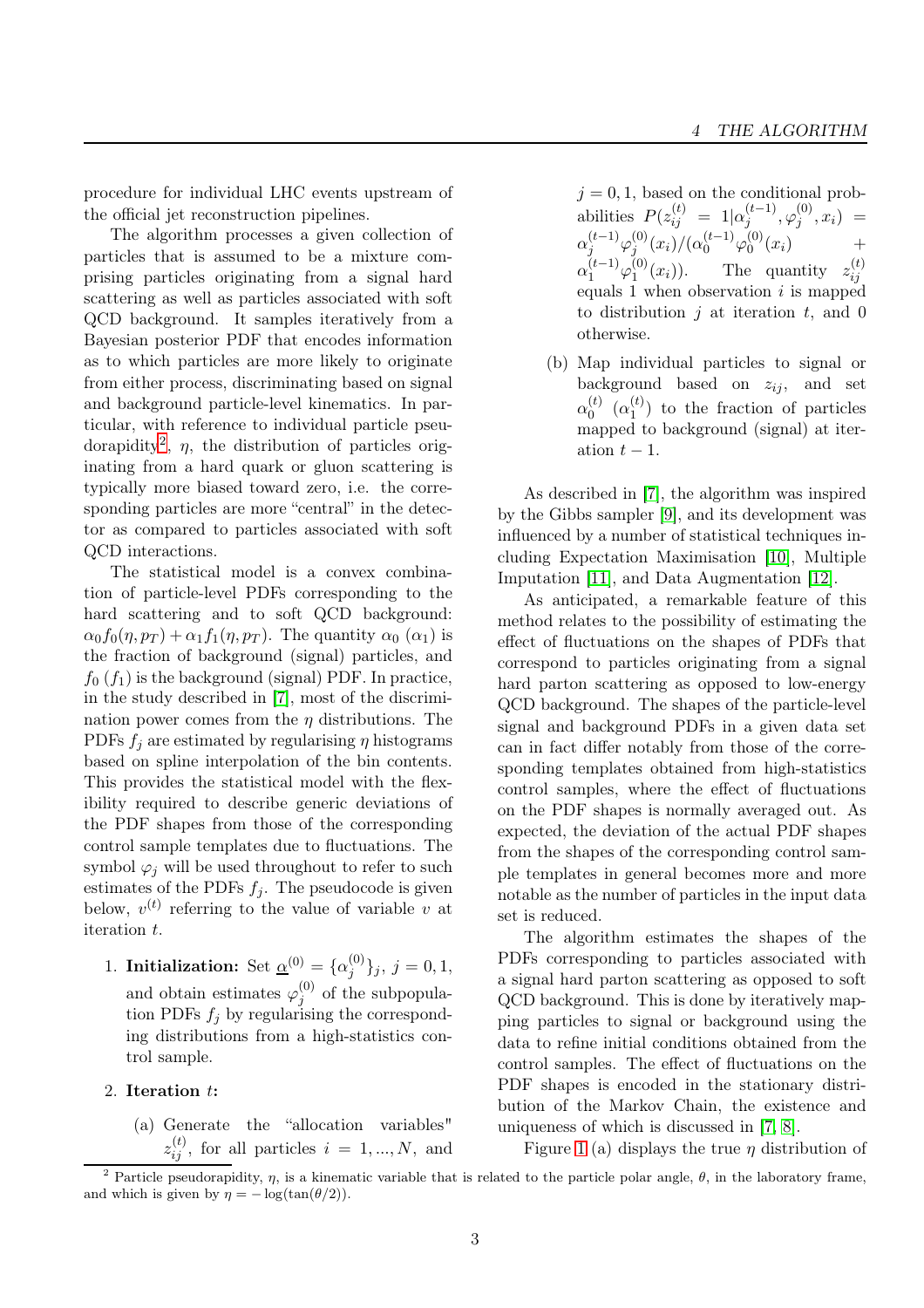procedure for individual LHC events upstream of the official jet reconstruction pipelines.

The algorithm processes a given collection of particles that is assumed to be a mixture comprising particles originating from a signal hard scattering as well as particles associated with soft QCD background. It samples iteratively from a Bayesian posterior PDF that encodes information as to which particles are more likely to originate from either process, discriminating based on signal and background particle-level kinematics. In particular, with reference to individual particle pseudorapidity[2], $\eta$, the distribution of particles originating from a hard quark or gluon scattering is typically more biased toward zero, i.e. the corresponding particles are more "central" in the detector as compared to particles associated with soft QCD interactions.

The statistical model is a convex combination of particle-level PDFs corresponding to the hard scattering and to soft QCD background: $\alpha_0 f_0(\eta, p_T) + \alpha_1 f_1(\eta, p_T)$. The quantity $\alpha_0$ ($\alpha_1$) is the fraction of background (signal) particles, and $f_0$ ($f_1$) is the background (signal) PDF. In practice, in the study described in [7], most of the discrimination power comes from the $\eta$ distributions. The PDFs $f_j$ are estimated by regularising $\eta$ histograms based on spline interpolation of the bin contents. This provides the statistical model with the flexibility required to describe generic deviations of the PDF shapes from those of the corresponding control sample templates due to fluctuations. The symbol $\varphi_j$ will be used throughout to refer to such estimates of the PDFs $f_j$. The pseudocode is given below, $v^{(t)}$ referring to the value of variable $v$ at iteration $t$.

1. **Initialization:** Set $\underline{\alpha}^{(0)} = \{\alpha_j^{(0)}\}_j$, $j = 0, 1$, and obtain estimates $\varphi_j^{(0)}$ of the subpopulation PDFs $f_j$ by regularising the corresponding distributions from a high-statistics control sample.

2. **Iteration $t$:**

   (a) Generate the "allocation variables" $z_{ij}^{(t)}$, for all particles $i = 1, ..., N$, and $j = 0, 1$, based on the conditional probabilities $P(z_{ij}^{(t)} = 1 | \alpha_j^{(t-1)}, \varphi_j^{(0)}, x_i) = \alpha_j^{(t-1)} \varphi_j^{(0)}(x_i) / (\alpha_0^{(t-1)} \varphi_0^{(0)}(x_i) + \alpha_1^{(t-1)} \varphi_1^{(0)}(x_i))$. The quantity $z_{ij}^{(t)}$ equals 1 when observation $i$ is mapped to distribution $j$ at iteration $t$, and 0 otherwise.

   (b) Map individual particles to signal or background based on $z_{ij}$, and set $\alpha_0^{(t)}$ ($\alpha_1^{(t)}$) to the fraction of particles mapped to background (signal) at iteration $t - 1$.

As described in [7], the algorithm was inspired by the Gibbs sampler [9], and its development was influenced by a number of statistical techniques including Expectation Maximisation [10], Multiple Imputation [11], and Data Augmentation [12].

As anticipated, a remarkable feature of this method relates to the possibility of estimating the effect of fluctuations on the shapes of PDFs that correspond to particles originating from a signal hard parton scattering as opposed to low-energy QCD background. The shapes of the particle-level signal and background PDFs in a given data set can in fact differ notably from those of the corresponding templates obtained from high-statistics control samples, where the effect of fluctuations on the PDF shapes is normally averaged out. As expected, the deviation of the actual PDF shapes from the shapes of the corresponding control sample templates in general becomes more and more notable as the number of particles in the input data set is reduced.

The algorithm estimates the shapes of the PDFs corresponding to particles associated with a signal hard parton scattering as opposed to soft QCD background. This is done by iteratively mapping particles to signal or background using the data to refine initial conditions obtained from the control samples. The effect of fluctuations on the PDF shapes is encoded in the stationary distribution of the Markov Chain, the existence and uniqueness of which is discussed in [7, 8].

Figure 1 (a) displays the true $\eta$ distribution of

[2] Particle pseudorapidity, $\eta$, is a kinematic variable that is related to the particle polar angle, $\theta$, in the laboratory frame, and which is given by $\eta = -\log(\tan(\theta/2))$.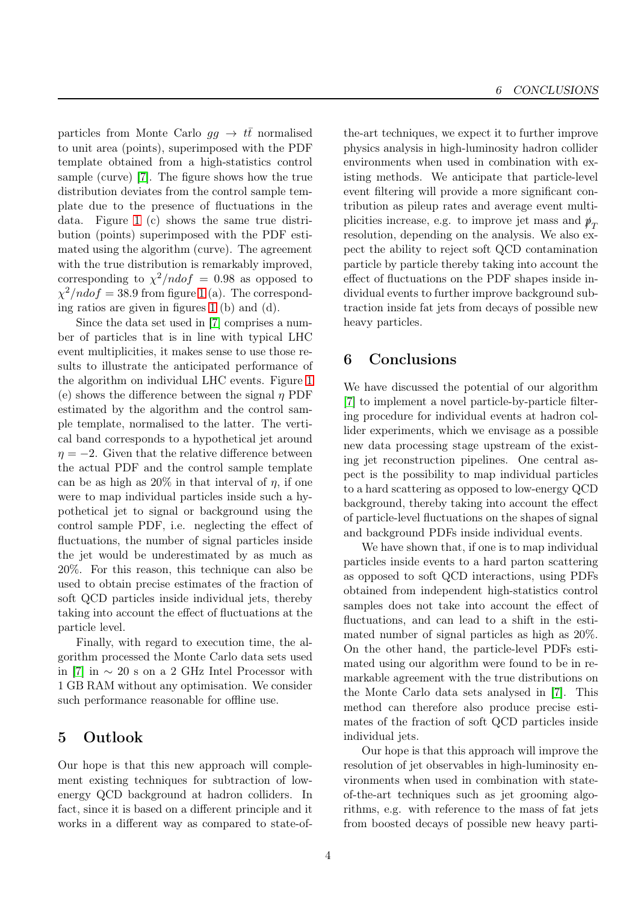particles from Monte Carlo $gg \to t\bar{t}$ normalised to unit area (points), superimposed with the PDF template obtained from a high-statistics control sample (curve) [7]. The figure shows how the true distribution deviates from the control sample template due to the presence of fluctuations in the data. Figure 1 (c) shows the same true distribution (points) superimposed with the PDF estimated using the algorithm (curve). The agreement with the true distribution is remarkably improved, corresponding to $\chi^2/ndof = 0.98$ as opposed to $\chi^2/ndof = 38.9$ from figure 1 (a). The corresponding ratios are given in figures 1 (b) and (d).

Since the data set used in [7] comprises a number of particles that is in line with typical LHC event multiplicities, it makes sense to use those results to illustrate the anticipated performance of the algorithm on individual LHC events. Figure 1 (e) shows the difference between the signal $\eta$ PDF estimated by the algorithm and the control sample template, normalised to the latter. The vertical band corresponds to a hypothetical jet around $\eta = -2$. Given that the relative difference between the actual PDF and the control sample template can be as high as 20% in that interval of $\eta$, if one were to map individual particles inside such a hypothetical jet to signal or background using the control sample PDF, i.e. neglecting the effect of fluctuations, the number of signal particles inside the jet would be underestimated by as much as 20%. For this reason, this technique can also be used to obtain precise estimates of the fraction of soft QCD particles inside individual jets, thereby taking into account the effect of fluctuations at the particle level.

Finally, with regard to execution time, the algorithm processed the Monte Carlo data sets used in [7] in $\sim 20$ s on a 2 GHz Intel Processor with 1 GB RAM without any optimisation. We consider such performance reasonable for offline use.

## 5 Outlook

Our hope is that this new approach will complement existing techniques for subtraction of low-energy QCD background at hadron colliders. In fact, since it is based on a different principle and it works in a different way as compared to state-of-the-art techniques, we expect it to further improve physics analysis in high-luminosity hadron collider environments when used in combination with existing methods. We anticipate that particle-level event filtering will provide a more significant contribution as pileup rates and average event multiplicities increase, e.g. to improve jet mass and $\not{p}_T$ resolution, depending on the analysis. We also expect the ability to reject soft QCD contamination particle by particle thereby taking into account the effect of fluctuations on the PDF shapes inside individual events to further improve background subtraction inside fat jets from decays of possible new heavy particles.

## 6 Conclusions

We have discussed the potential of our algorithm [7] to implement a novel particle-by-particle filtering procedure for individual events at hadron collider experiments, which we envisage as a possible new data processing stage upstream of the existing jet reconstruction pipelines. One central aspect is the possibility to map individual particles to a hard scattering as opposed to low-energy QCD background, thereby taking into account the effect of particle-level fluctuations on the shapes of signal and background PDFs inside individual events.

We have shown that, if one is to map individual particles inside events to a hard parton scattering as opposed to soft QCD interactions, using PDFs obtained from independent high-statistics control samples does not take into account the effect of fluctuations, and can lead to a shift in the estimated number of signal particles as high as 20%. On the other hand, the particle-level PDFs estimated using our algorithm were found to be in remarkable agreement with the true distributions on the Monte Carlo data sets analysed in [7]. This method can therefore also produce precise estimates of the fraction of soft QCD particles inside individual jets.

Our hope is that this approach will improve the resolution of jet observables in high-luminosity environments when used in combination with state-of-the-art techniques such as jet grooming algorithms, e.g. with reference to the mass of fat jets from boosted decays of possible new heavy parti-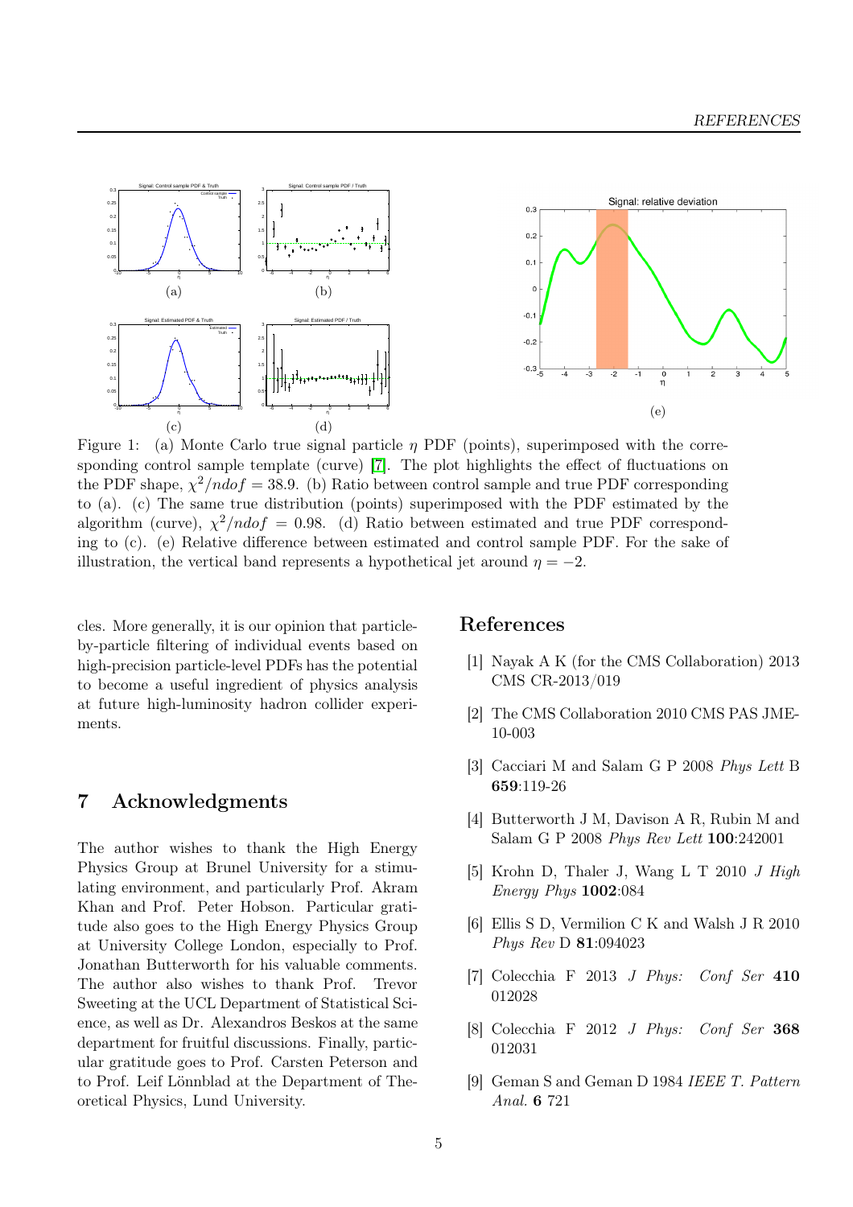Figure 1: (a) Monte Carlo true signal particle $\eta$ PDF (points), superimposed with the corresponding control sample template (curve) [7]. The plot highlights the effect of fluctuations on the PDF shape, $\chi^2/ndof = 38.9$. (b) Ratio between control sample and true PDF corresponding to (a). (c) The same true distribution (points) superimposed with the PDF estimated by the algorithm (curve), $\chi^2/ndof = 0.98$. (d) Ratio between estimated and true PDF corresponding to (c). (e) Relative difference between estimated and control sample PDF. For the sake of illustration, the vertical band represents a hypothetical jet around $\eta = -2$.

cles. More generally, it is our opinion that particle-by-particle filtering of individual events based on high-precision particle-level PDFs has the potential to become a useful ingredient of physics analysis at future high-luminosity hadron collider experiments.

## 7 Acknowledgments

The author wishes to thank the High Energy Physics Group at Brunel University for a stimulating environment, and particularly Prof. Akram Khan and Prof. Peter Hobson. Particular gratitude also goes to the High Energy Physics Group at University College London, especially to Prof. Jonathan Butterworth for his valuable comments. The author also wishes to thank Prof. Trevor Sweeting at the UCL Department of Statistical Science, as well as Dr. Alexandros Beskos at the same department for fruitful discussions. Finally, particular gratitude goes to Prof. Carsten Peterson and to Prof. Leif Lönnblad at the Department of Theoretical Physics, Lund University.

## References

[1] Nayak A K (for the CMS Collaboration) 2013 CMS CR-2013/019

[2] The CMS Collaboration 2010 CMS PAS JME-10-003

[3] Cacciari M and Salam G P 2008 *Phys Lett* B **659**:119-26

[4] Butterworth J M, Davison A R, Rubin M and Salam G P 2008 *Phys Rev Lett* **100**:242001

[5] Krohn D, Thaler J, Wang L T 2010 *J High Energy Phys* **1002**:084

[6] Ellis S D, Vermilion C K and Walsh J R 2010 *Phys Rev* D **81**:094023

[7] Colecchia F 2013 *J Phys: Conf Ser* **410** 012028

[8] Colecchia F 2012 *J Phys: Conf Ser* **368** 012031

[9] Geman S and Geman D 1984 *IEEE T. Pattern Anal.* **6** 721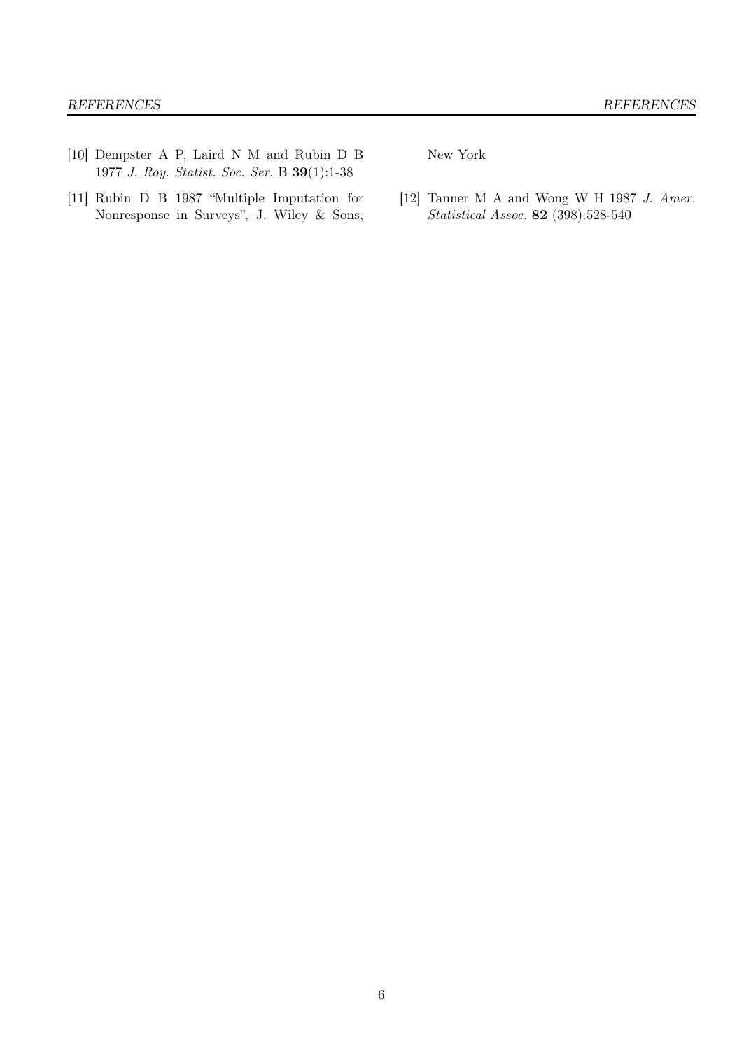[10] Dempster A P, Laird N M and Rubin D B 1977 *J. Roy. Statist. Soc. Ser.* B **39**(1):1-38

[11] Rubin D B 1987 "Multiple Imputation for Nonresponse in Surveys", J. Wiley & Sons, New York

[12] Tanner M A and Wong W H 1987 *J. Amer. Statistical Assoc.* **82** (398):528-540